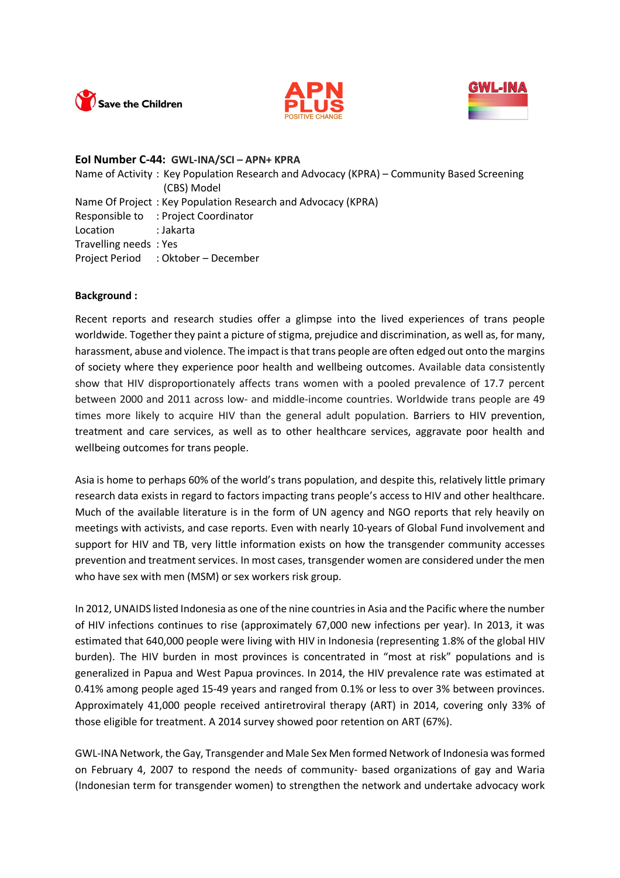Save the Children

APN PLUS POSITIVE CHANGE

GWL-INA

**EoI Number C-44: GWL-INA/SCI – APN+ KPRA**

Name of Activity : Key Population Research and Advocacy (KPRA) – Community Based Screening (CBS) Model
Name Of Project : Key Population Research and Advocacy (KPRA)
Responsible to : Project Coordinator
Location : Jakarta
Travelling needs : Yes
Project Period : Oktober – December

**Background :**

Recent reports and research studies offer a glimpse into the lived experiences of trans people worldwide. Together they paint a picture of stigma, prejudice and discrimination, as well as, for many, harassment, abuse and violence. The impact is that trans people are often edged out onto the margins of society where they experience poor health and wellbeing outcomes. Available data consistently show that HIV disproportionately affects trans women with a pooled prevalence of 17.7 percent between 2000 and 2011 across low- and middle-income countries. Worldwide trans people are 49 times more likely to acquire HIV than the general adult population. Barriers to HIV prevention, treatment and care services, as well as to other healthcare services, aggravate poor health and wellbeing outcomes for trans people.

Asia is home to perhaps 60% of the world's trans population, and despite this, relatively little primary research data exists in regard to factors impacting trans people's access to HIV and other healthcare. Much of the available literature is in the form of UN agency and NGO reports that rely heavily on meetings with activists, and case reports. Even with nearly 10-years of Global Fund involvement and support for HIV and TB, very little information exists on how the transgender community accesses prevention and treatment services. In most cases, transgender women are considered under the men who have sex with men (MSM) or sex workers risk group.

In 2012, UNAIDS listed Indonesia as one of the nine countries in Asia and the Pacific where the number of HIV infections continues to rise (approximately 67,000 new infections per year). In 2013, it was estimated that 640,000 people were living with HIV in Indonesia (representing 1.8% of the global HIV burden). The HIV burden in most provinces is concentrated in "most at risk" populations and is generalized in Papua and West Papua provinces. In 2014, the HIV prevalence rate was estimated at 0.41% among people aged 15-49 years and ranged from 0.1% or less to over 3% between provinces. Approximately 41,000 people received antiretroviral therapy (ART) in 2014, covering only 33% of those eligible for treatment. A 2014 survey showed poor retention on ART (67%).

GWL-INA Network, the Gay, Transgender and Male Sex Men formed Network of Indonesia was formed on February 4, 2007 to respond the needs of community- based organizations of gay and Waria (Indonesian term for transgender women) to strengthen the network and undertake advocacy work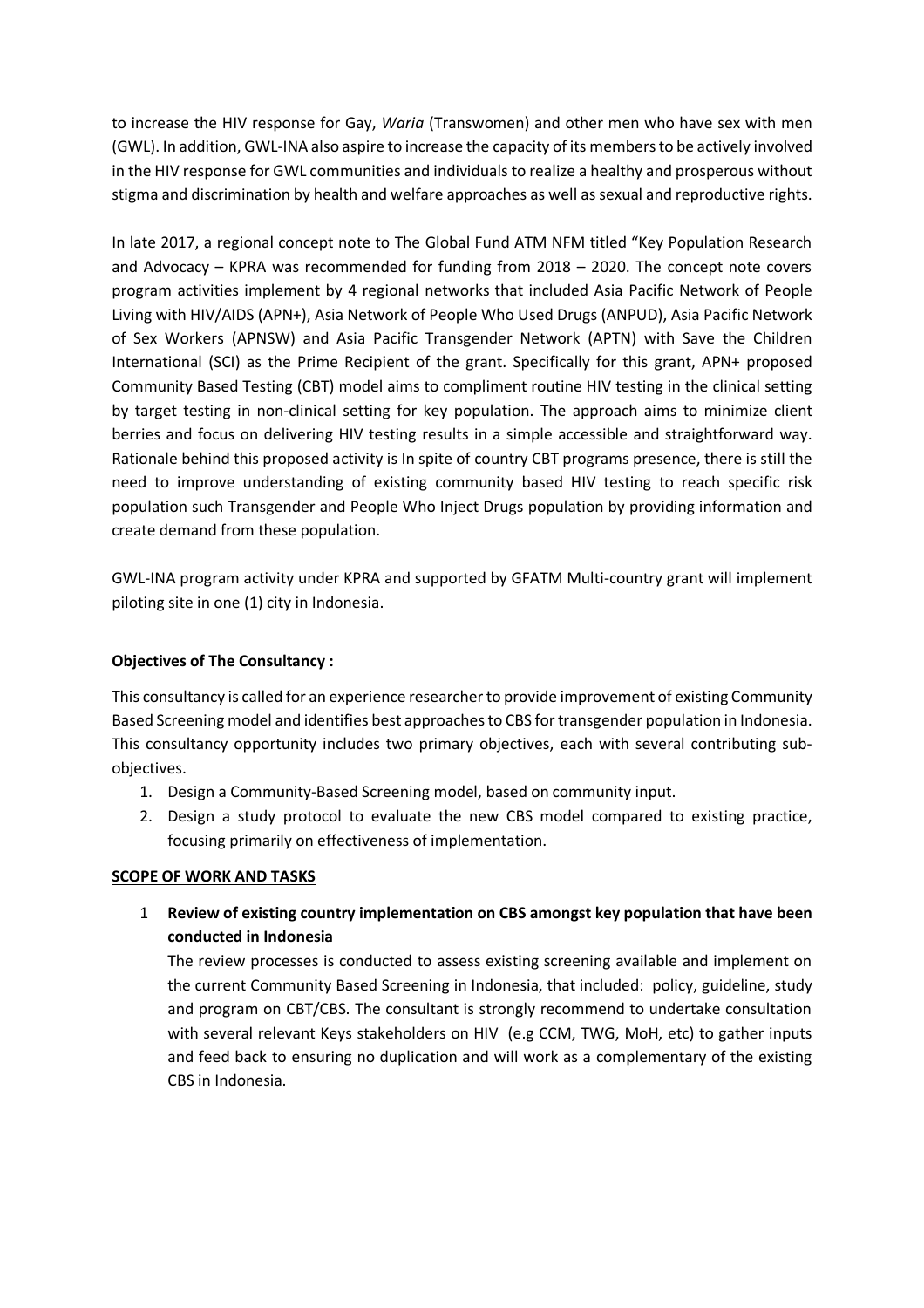to increase the HIV response for Gay, *Waria* (Transwomen) and other men who have sex with men (GWL). In addition, GWL-INA also aspire to increase the capacity of its members to be actively involved in the HIV response for GWL communities and individuals to realize a healthy and prosperous without stigma and discrimination by health and welfare approaches as well as sexual and reproductive rights.

In late 2017, a regional concept note to The Global Fund ATM NFM titled "Key Population Research and Advocacy – KPRA was recommended for funding from 2018 – 2020. The concept note covers program activities implement by 4 regional networks that included Asia Pacific Network of People Living with HIV/AIDS (APN+), Asia Network of People Who Used Drugs (ANPUD), Asia Pacific Network of Sex Workers (APNSW) and Asia Pacific Transgender Network (APTN) with Save the Children International (SCI) as the Prime Recipient of the grant. Specifically for this grant, APN+ proposed Community Based Testing (CBT) model aims to compliment routine HIV testing in the clinical setting by target testing in non-clinical setting for key population. The approach aims to minimize client berries and focus on delivering HIV testing results in a simple accessible and straightforward way. Rationale behind this proposed activity is In spite of country CBT programs presence, there is still the need to improve understanding of existing community based HIV testing to reach specific risk population such Transgender and People Who Inject Drugs population by providing information and create demand from these population.

GWL-INA program activity under KPRA and supported by GFATM Multi-country grant will implement piloting site in one (1) city in Indonesia.

**Objectives of The Consultancy :**

This consultancy is called for an experience researcher to provide improvement of existing Community Based Screening model and identifies best approaches to CBS for transgender population in Indonesia. This consultancy opportunity includes two primary objectives, each with several contributing sub-objectives.

1. Design a Community-Based Screening model, based on community input.
2. Design a study protocol to evaluate the new CBS model compared to existing practice, focusing primarily on effectiveness of implementation.

**SCOPE OF WORK AND TASKS**

1 **Review of existing country implementation on CBS amongst key population that have been conducted in Indonesia**

The review processes is conducted to assess existing screening available and implement on the current Community Based Screening in Indonesia, that included: policy, guideline, study and program on CBT/CBS. The consultant is strongly recommend to undertake consultation with several relevant Keys stakeholders on HIV (e.g CCM, TWG, MoH, etc) to gather inputs and feed back to ensuring no duplication and will work as a complementary of the existing CBS in Indonesia.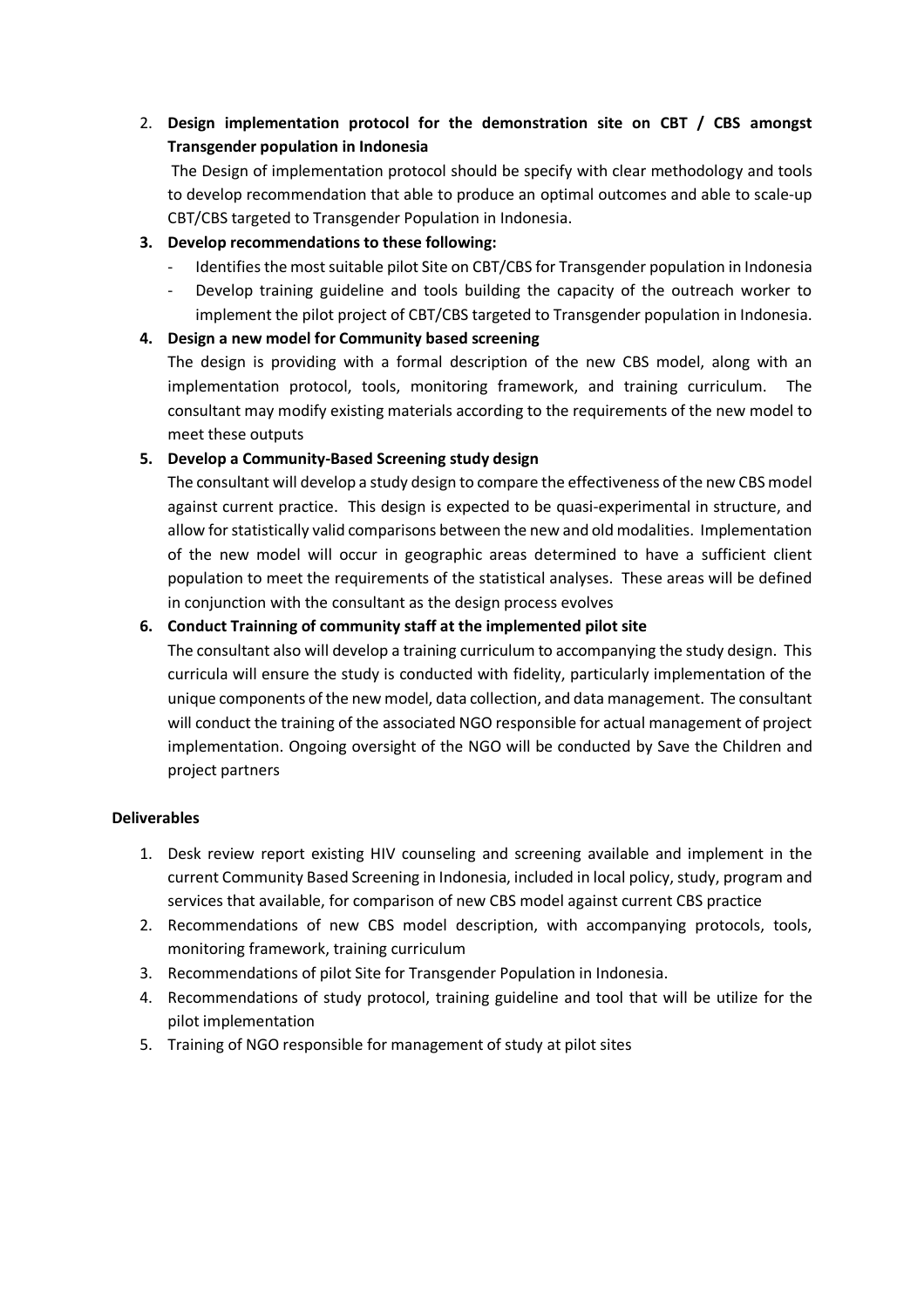2. **Design implementation protocol for the demonstration site on CBT / CBS amongst Transgender population in Indonesia**

   The Design of implementation protocol should be specify with clear methodology and tools to develop recommendation that able to produce an optimal outcomes and able to scale-up CBT/CBS targeted to Transgender Population in Indonesia.

3. **Develop recommendations to these following:**
   - Identifies the most suitable pilot Site on CBT/CBS for Transgender population in Indonesia
   - Develop training guideline and tools building the capacity of the outreach worker to implement the pilot project of CBT/CBS targeted to Transgender population in Indonesia.

4. **Design a new model for Community based screening**

   The design is providing with a formal description of the new CBS model, along with an implementation protocol, tools, monitoring framework, and training curriculum. The consultant may modify existing materials according to the requirements of the new model to meet these outputs

5. **Develop a Community-Based Screening study design**

   The consultant will develop a study design to compare the effectiveness of the new CBS model against current practice. This design is expected to be quasi-experimental in structure, and allow for statistically valid comparisons between the new and old modalities. Implementation of the new model will occur in geographic areas determined to have a sufficient client population to meet the requirements of the statistical analyses. These areas will be defined in conjunction with the consultant as the design process evolves

6. **Conduct Trainning of community staff at the implemented pilot site**

   The consultant also will develop a training curriculum to accompanying the study design. This curricula will ensure the study is conducted with fidelity, particularly implementation of the unique components of the new model, data collection, and data management. The consultant will conduct the training of the associated NGO responsible for actual management of project implementation. Ongoing oversight of the NGO will be conducted by Save the Children and project partners

**Deliverables**

1. Desk review report existing HIV counseling and screening available and implement in the current Community Based Screening in Indonesia, included in local policy, study, program and services that available, for comparison of new CBS model against current CBS practice
2. Recommendations of new CBS model description, with accompanying protocols, tools, monitoring framework, training curriculum
3. Recommendations of pilot Site for Transgender Population in Indonesia.
4. Recommendations of study protocol, training guideline and tool that will be utilize for the pilot implementation
5. Training of NGO responsible for management of study at pilot sites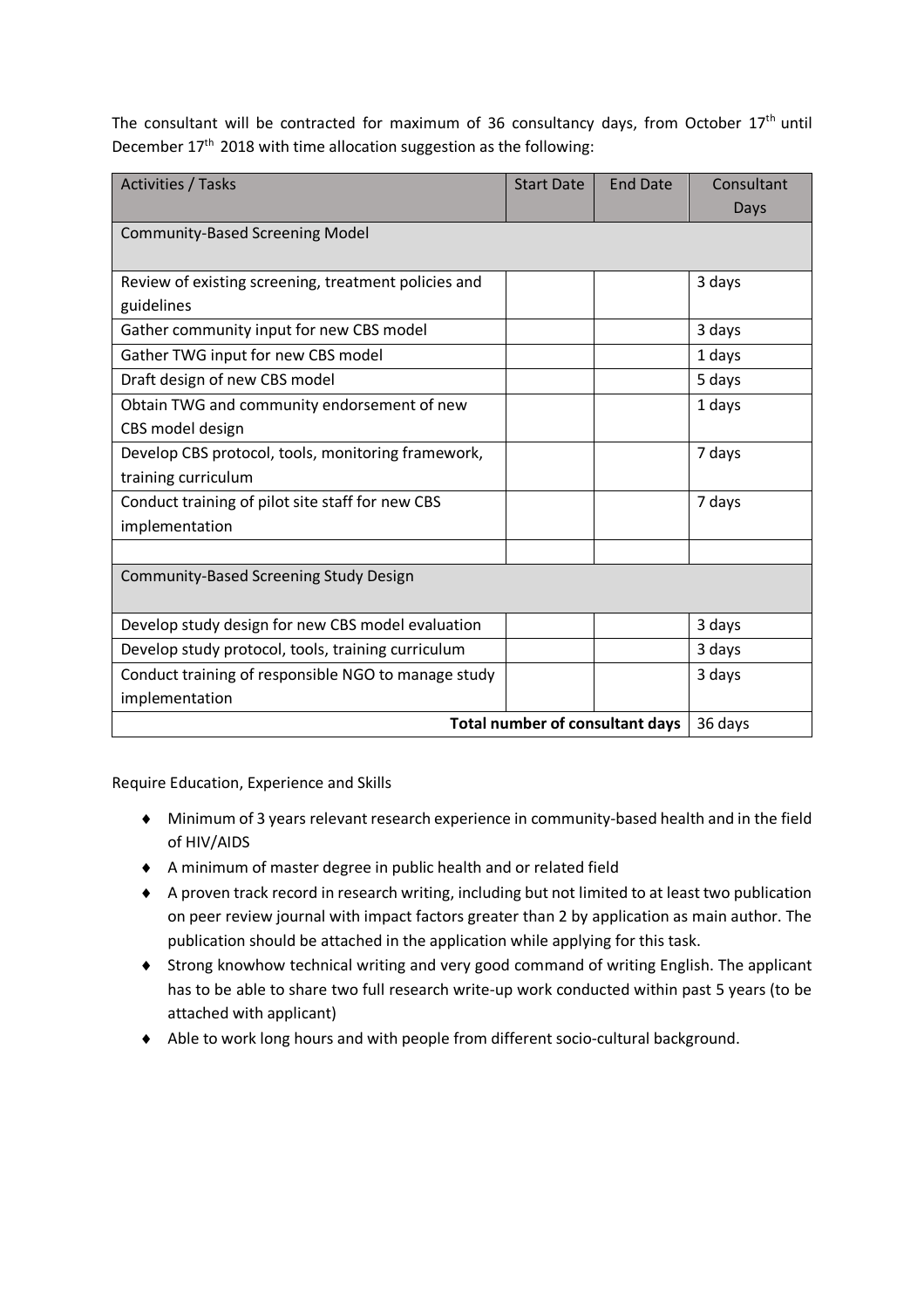The consultant will be contracted for maximum of 36 consultancy days, from October 17th until December 17th 2018 with time allocation suggestion as the following:

| Activities / Tasks | Start Date | End Date | Consultant Days |
|---|---|---|---|
| Community-Based Screening Model | | | |
| Review of existing screening, treatment policies and guidelines | | | 3 days |
| Gather community input for new CBS model | | | 3 days |
| Gather TWG input for new CBS model | | | 1 days |
| Draft design of new CBS model | | | 5 days |
| Obtain TWG and community endorsement of new CBS model design | | | 1 days |
| Develop CBS protocol, tools, monitoring framework, training curriculum | | | 7 days |
| Conduct training of pilot site staff for new CBS implementation | | | 7 days |
| | | | |
| Community-Based Screening Study Design | | | |
| Develop study design for new CBS model evaluation | | | 3 days |
| Develop study protocol, tools, training curriculum | | | 3 days |
| Conduct training of responsible NGO to manage study implementation | | | 3 days |
| **Total number of consultant days** | | | 36 days |

Require Education, Experience and Skills

- Minimum of 3 years relevant research experience in community-based health and in the field of HIV/AIDS
- A minimum of master degree in public health and or related field
- A proven track record in research writing, including but not limited to at least two publication on peer review journal with impact factors greater than 2 by application as main author. The publication should be attached in the application while applying for this task.
- Strong knowhow technical writing and very good command of writing English. The applicant has to be able to share two full research write-up work conducted within past 5 years (to be attached with applicant)
- Able to work long hours and with people from different socio-cultural background.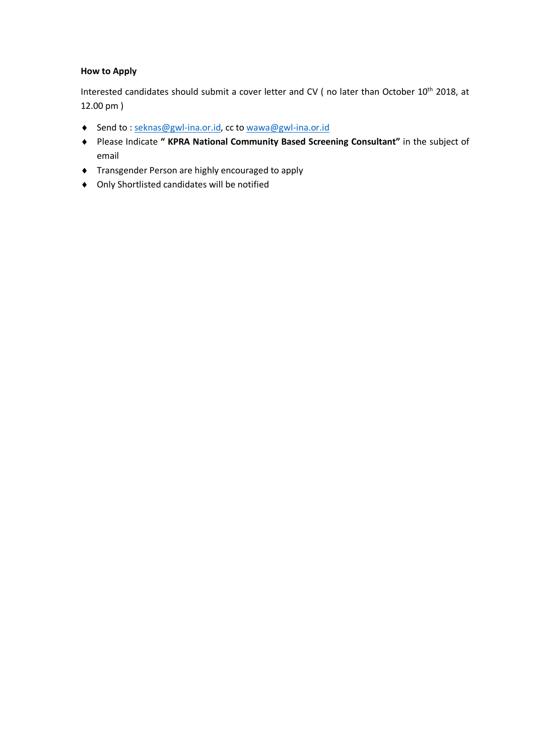**How to Apply**

Interested candidates should submit a cover letter and CV ( no later than October 10th 2018, at 12.00 pm )

- Send to : seknas@gwl-ina.or.id, cc to wawa@gwl-ina.or.id
- Please Indicate **" KPRA National Community Based Screening Consultant"** in the subject of email
- Transgender Person are highly encouraged to apply
- Only Shortlisted candidates will be notified